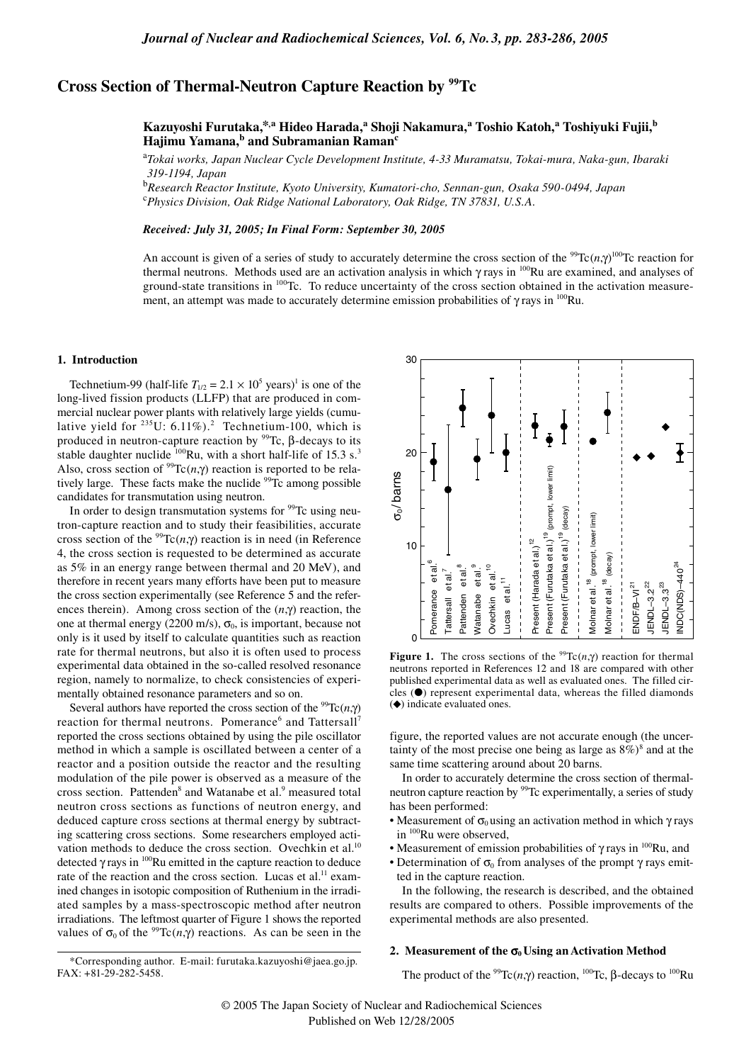# Cross Section of Thermal-Neutron Capture Reaction by $^{99}$Tc

**Kazuyoshi Furutaka,\*,[a] Hideo Harada,[a] Shoji Nakamura,[a] Toshio Katoh,[a] Toshiyuki Fujii,[b] Hajimu Yamana,[b] and Subramanian Raman[c]**

[a]*Tokai works, Japan Nuclear Cycle Development Institute, 4-33 Muramatsu, Tokai-mura, Naka-gun, Ibaraki 319-1194, Japan*

[b]*Research Reactor Institute, Kyoto University, Kumatori-cho, Sennan-gun, Osaka 590-0494, Japan*

[c]*Physics Division, Oak Ridge National Laboratory, Oak Ridge, TN 37831, U.S.A.*

***Received: July 31, 2005; In Final Form: September 30, 2005***

An account is given of a series of study to accurately determine the cross section of the $^{99}$Tc($n$,$\gamma$)$^{100}$Tc reaction for thermal neutrons. Methods used are an activation analysis in which $\gamma$ rays in $^{100}$Ru are examined, and analyses of ground-state transitions in $^{100}$Tc. To reduce uncertainty of the cross section obtained in the activation measurement, an attempt was made to accurately determine emission probabilities of $\gamma$ rays in $^{100}$Ru.

## 1. Introduction

Technetium-99 (half-life $T_{1/2} = 2.1 \times 10^5$ years)[1] is one of the long-lived fission products (LLFP) that are produced in commercial nuclear power plants with relatively large yields (cumulative yield for $^{235}$U: 6.11%).[2] Technetium-100, which is produced in neutron-capture reaction by $^{99}$Tc, $\beta$-decays to its stable daughter nuclide $^{100}$Ru, with a short half-life of 15.3 s.[3] Also, cross section of $^{99}$Tc($n$,$\gamma$) reaction is reported to be relatively large. These facts make the nuclide $^{99}$Tc among possible candidates for transmutation using neutron.

In order to design transmutation systems for $^{99}$Tc using neutron-capture reaction and to study their feasibilities, accurate cross section of the $^{99}$Tc($n$,$\gamma$) reaction is in need (in Reference 4, the cross section is requested to be determined as accurate as 5% in an energy range between thermal and 20 MeV), and therefore in recent years many efforts have been put to measure the cross section experimentally (see Reference 5 and the references therein). Among cross section of the ($n$,$\gamma$) reaction, the one at thermal energy (2200 m/s), $\sigma_0$, is important, because not only is it used by itself to calculate quantities such as reaction rate for thermal neutrons, but also it is often used to process experimental data obtained in the so-called resolved resonance region, namely to normalize, to check consistencies of experimentally obtained resonance parameters and so on.

Several authors have reported the cross section of the $^{99}$Tc($n$,$\gamma$) reaction for thermal neutrons. Pomerance[6] and Tattersall[7] reported the cross sections obtained by using the pile oscillator method in which a sample is oscillated between a center of a reactor and a position outside the reactor and the resulting modulation of the pile power is observed as a measure of the cross section. Pattenden[8] and Watanabe et al.[9] measured total neutron cross sections as functions of neutron energy, and deduced capture cross sections at thermal energy by subtracting scattering cross sections. Some researchers employed activation methods to deduce the cross section. Ovechkin et al.[10] detected $\gamma$ rays in $^{100}$Ru emitted in the capture reaction to deduce rate of the reaction and the cross section. Lucas et al.[11] examined changes in isotopic composition of Ruthenium in the irradiated samples by a mass-spectroscopic method after neutron irradiations. The leftmost quarter of Figure 1 shows the reported values of $\sigma_0$ of the $^{99}$Tc($n$,$\gamma$) reactions. As can be seen in the figure, the reported values are not accurate enough (the uncertainty of the most precise one being as large as 8%)[8] and at the same time scattering around about 20 barns.

**Figure 1.** The cross sections of the $^{99}$Tc($n$,$\gamma$) reaction for thermal neutrons reported in References 12 and 18 are compared with other published experimental data as well as evaluated ones. The filled circles (●) represent experimental data, whereas the filled diamonds (◆) indicate evaluated ones.

In order to accurately determine the cross section of thermal-neutron capture reaction by $^{99}$Tc experimentally, a series of study has been performed:

- Measurement of $\sigma_0$ using an activation method in which $\gamma$ rays in $^{100}$Ru were observed,
- Measurement of emission probabilities of $\gamma$ rays in $^{100}$Ru, and
- Determination of $\sigma_0$ from analyses of the prompt $\gamma$ rays emitted in the capture reaction.

In the following, the research is described, and the obtained results are compared to others. Possible improvements of the experimental methods are also presented.

## 2. Measurement of the $\sigma_0$ Using an Activation Method

The product of the $^{99}$Tc($n$,$\gamma$) reaction, $^{100}$Tc, $\beta$-decays to $^{100}$Ru

---

\*Corresponding author. E-mail: furutaka.kazuyoshi@jaea.go.jp. FAX: +81-29-282-5458.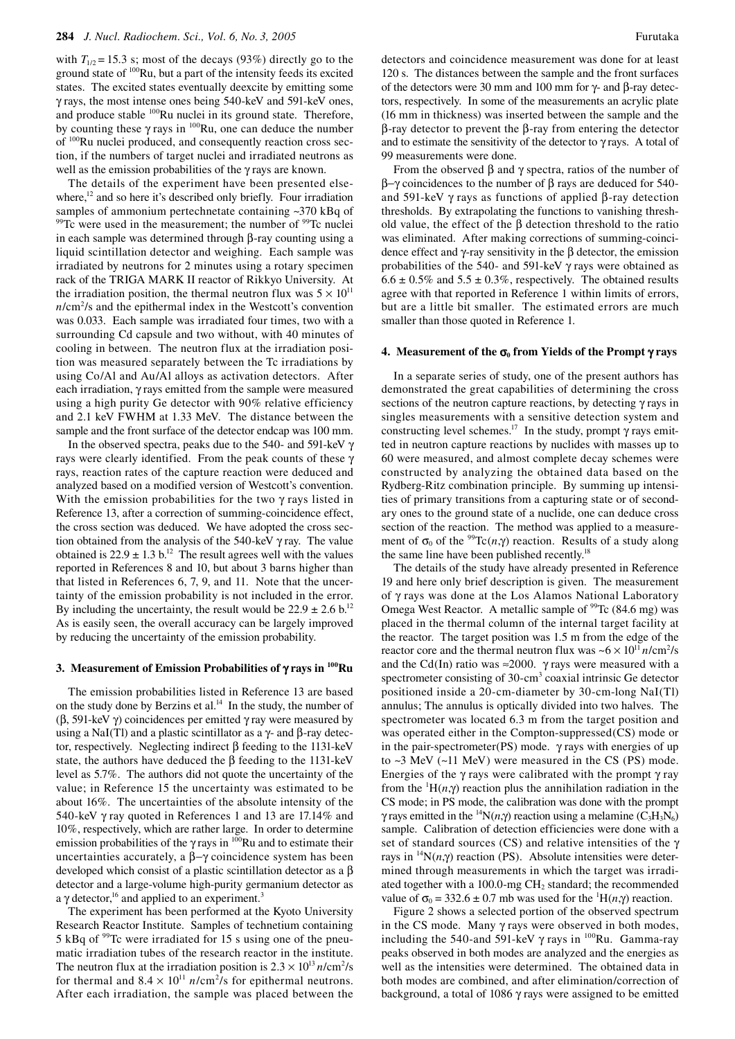with $T_{1/2}$ = 15.3 s; most of the decays (93%) directly go to the ground state of $^{100}$Ru, but a part of the intensity feeds its excited states. The excited states eventually deexcite by emitting some γ rays, the most intense ones being 540-keV and 591-keV ones, and produce stable $^{100}$Ru nuclei in its ground state. Therefore, by counting these γ rays in $^{100}$Ru, one can deduce the number of $^{100}$Ru nuclei produced, and consequently reaction cross section, if the numbers of target nuclei and irradiated neutrons as well as the emission probabilities of the γ rays are known.

The details of the experiment have been presented elsewhere,[12] and so here it's described only briefly. Four irradiation samples of ammonium pertechnetate containing ~370 kBq of $^{99}$Tc were used in the measurement; the number of $^{99}$Tc nuclei in each sample was determined through β-ray counting using a liquid scintillation detector and weighing. Each sample was irradiated by neutrons for 2 minutes using a rotary specimen rack of the TRIGA MARK II reactor of Rikkyo University. At the irradiation position, the thermal neutron flux was $5 \times 10^{11}$ $n$/cm$^2$/s and the epithermal index in the Westcott's convention was 0.033. Each sample was irradiated four times, two with a surrounding Cd capsule and two without, with 40 minutes of cooling in between. The neutron flux at the irradiation position was measured separately between the Tc irradiations by using Co/Al and Au/Al alloys as activation detectors. After each irradiation, γ rays emitted from the sample were measured using a high purity Ge detector with 90% relative efficiency and 2.1 keV FWHM at 1.33 MeV. The distance between the sample and the front surface of the detector endcap was 100 mm.

In the observed spectra, peaks due to the 540- and 591-keV γ rays were clearly identified. From the peak counts of these γ rays, reaction rates of the capture reaction were deduced and analyzed based on a modified version of Westcott's convention. With the emission probabilities for the two γ rays listed in Reference 13, after a correction of summing-coincidence effect, the cross section was deduced. We have adopted the cross section obtained from the analysis of the 540-keV γ ray. The value obtained is 22.9 ± 1.3 b.[12] The result agrees well with the values reported in References 8 and 10, but about 3 barns higher than that listed in References 6, 7, 9, and 11. Note that the uncertainty of the emission probability is not included in the error. By including the uncertainty, the result would be 22.9 ± 2.6 b.[12] As is easily seen, the overall accuracy can be largely improved by reducing the uncertainty of the emission probability.

## 3. Measurement of Emission Probabilities of γ rays in $^{100}$Ru

The emission probabilities listed in Reference 13 are based on the study done by Berzins et al.[14] In the study, the number of (β, 591-keV γ) coincidences per emitted γ ray were measured by using a NaI(Tl) and a plastic scintillator as a γ- and β-ray detector, respectively. Neglecting indirect β feeding to the 1131-keV state, the authors have deduced the β feeding to the 1131-keV level as 5.7%. The authors did not quote the uncertainty of the value; in Reference 15 the uncertainty was estimated to be about 16%. The uncertainties of the absolute intensity of the 540-keV γ ray quoted in References 1 and 13 are 17.14% and 10%, respectively, which are rather large. In order to determine emission probabilities of the γ rays in $^{100}$Ru and to estimate their uncertainties accurately, a β–γ coincidence system has been developed which consist of a plastic scintillation detector as a β detector and a large-volume high-purity germanium detector as a γ detector,[16] and applied to an experiment.[3]

The experiment has been performed at the Kyoto University Research Reactor Institute. Samples of technetium containing 5 kBq of $^{99}$Tc were irradiated for 15 s using one of the pneumatic irradiation tubes of the research reactor in the institute. The neutron flux at the irradiation position is $2.3 \times 10^{13}$ $n$/cm$^2$/s for thermal and $8.4 \times 10^{11}$ $n$/cm$^2$/s for epithermal neutrons. After each irradiation, the sample was placed between the detectors and coincidence measurement was done for at least 120 s. The distances between the sample and the front surfaces of the detectors were 30 mm and 100 mm for γ- and β-ray detectors, respectively. In some of the measurements an acrylic plate (16 mm in thickness) was inserted between the sample and the β-ray detector to prevent the β-ray from entering the detector and to estimate the sensitivity of the detector to γ rays. A total of 99 measurements were done.

From the observed β and γ spectra, ratios of the number of β–γ coincidences to the number of β rays are deduced for 540- and 591-keV γ rays as functions of applied β-ray detection thresholds. By extrapolating the functions to vanishing threshold value, the effect of the β detection threshold to the ratio was eliminated. After making corrections of summing-coincidence effect and γ-ray sensitivity in the β detector, the emission probabilities of the 540- and 591-keV γ rays were obtained as 6.6 ± 0.5% and 5.5 ± 0.3%, respectively. The obtained results agree with that reported in Reference 1 within limits of errors, but are a little bit smaller. The estimated errors are much smaller than those quoted in Reference 1.

## 4. Measurement of the $\sigma_0$ from Yields of the Prompt γ rays

In a separate series of study, one of the present authors has demonstrated the great capabilities of determining the cross sections of the neutron capture reactions, by detecting γ rays in singles measurements with a sensitive detection system and constructing level schemes.[17] In the study, prompt γ rays emitted in neutron capture reactions by nuclides with masses up to 60 were measured, and almost complete decay schemes were constructed by analyzing the obtained data based on the Rydberg-Ritz combination principle. By summing up intensities of primary transitions from a capturing state or of secondary ones to the ground state of a nuclide, one can deduce cross section of the reaction. The method was applied to a measurement of $\sigma_0$ of the $^{99}$Tc($n$,γ) reaction. Results of a study along the same line have been published recently.[18]

The details of the study have already presented in Reference 19 and here only brief description is given. The measurement of γ rays was done at the Los Alamos National Laboratory Omega West Reactor. A metallic sample of $^{99}$Tc (84.6 mg) was placed in the thermal column of the internal target facility at the reactor. The target position was 1.5 m from the edge of the reactor core and the thermal neutron flux was ~$6 \times 10^{11}$ $n$/cm$^2$/s and the Cd(In) ratio was ≈2000. γ rays were measured with a spectrometer consisting of 30-cm$^3$ coaxial intrinsic Ge detector positioned inside a 20-cm-diameter by 30-cm-long NaI(Tl) annulus; The annulus is optically divided into two halves. The spectrometer was located 6.3 m from the target position and was operated either in the Compton-suppressed(CS) mode or in the pair-spectrometer(PS) mode. γ rays with energies of up to ~3 MeV (~11 MeV) were measured in the CS (PS) mode. Energies of the γ rays were calibrated with the prompt γ ray from the $^1$H($n$,γ) reaction plus the annihilation radiation in the CS mode; in PS mode, the calibration was done with the prompt γ rays emitted in the $^{14}$N($n$,γ) reaction using a melamine ($C_3H_3N_6$) sample. Calibration of detection efficiencies were done with a set of standard sources (CS) and relative intensities of the γ rays in $^{14}$N($n$,γ) reaction (PS). Absolute intensities were determined through measurements in which the target was irradiated together with a 100.0-mg $CH_2$ standard; the recommended value of $\sigma_0$ = 332.6 ± 0.7 mb was used for the $^1$H($n$,γ) reaction.

Figure 2 shows a selected portion of the observed spectrum in the CS mode. Many γ rays were observed in both modes, including the 540-and 591-keV γ rays in $^{100}$Ru. Gamma-ray peaks observed in both modes are analyzed and the energies as well as the intensities were determined. The obtained data in both modes are combined, and after elimination/correction of background, a total of 1086 γ rays were assigned to be emitted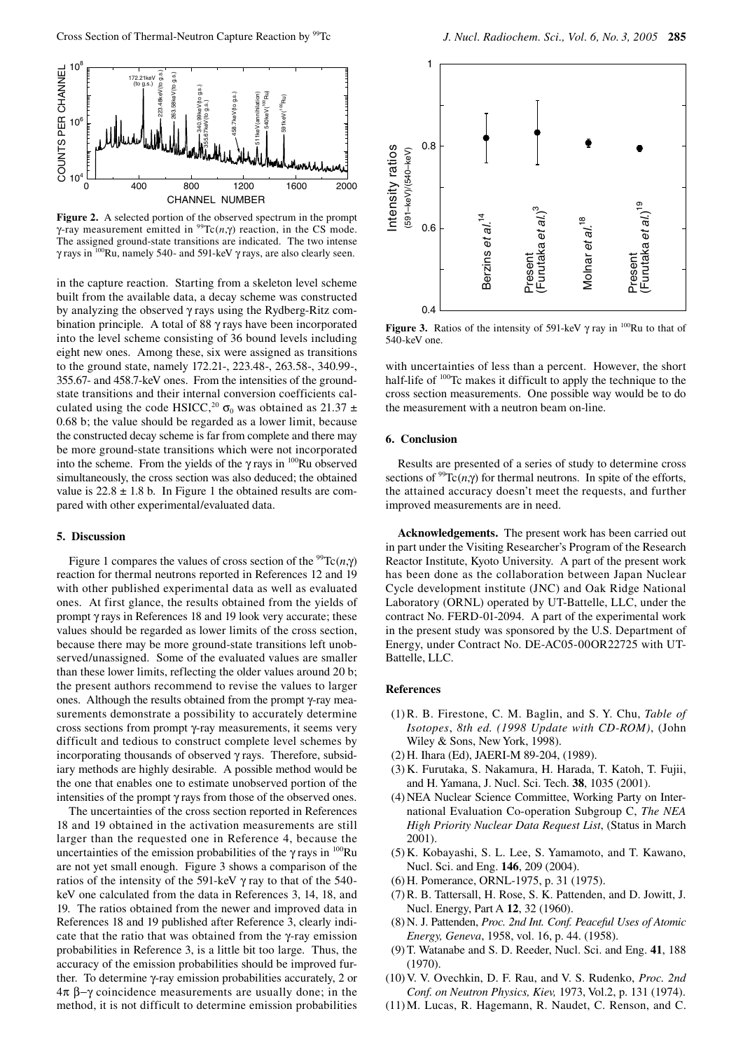**Figure 2.** A selected portion of the observed spectrum in the prompt γ-ray measurement emitted in $^{99}$Tc($n$,γ) reaction, in the CS mode. The assigned ground-state transitions are indicated. The two intense γ rays in $^{100}$Ru, namely 540- and 591-keV γ rays, are also clearly seen.

in the capture reaction. Starting from a skeleton level scheme built from the available data, a decay scheme was constructed by analyzing the observed γ rays using the Rydberg-Ritz combination principle. A total of 88 γ rays have been incorporated into the level scheme consisting of 36 bound levels including eight new ones. Among these, six were assigned as transitions to the ground state, namely 172.21-, 223.48-, 263.58-, 340.99-, 355.67- and 458.7-keV ones. From the intensities of the ground-state transitions and their internal conversion coefficients calculated using the code HSICC,[20] $\sigma_0$ was obtained as 21.37 ± 0.68 b; the value should be regarded as a lower limit, because the constructed decay scheme is far from complete and there may be more ground-state transitions which were not incorporated into the scheme. From the yields of the γ rays in $^{100}$Ru observed simultaneously, the cross section was also deduced; the obtained value is 22.8 ± 1.8 b. In Figure 1 the obtained results are compared with other experimental/evaluated data.

### 5. Discussion

Figure 1 compares the values of cross section of the $^{99}$Tc($n$,γ) reaction for thermal neutrons reported in References 12 and 19 with other published experimental data as well as evaluated ones. At first glance, the results obtained from the yields of prompt γ rays in References 18 and 19 look very accurate; these values should be regarded as lower limits of the cross section, because there may be more ground-state transitions left unobserved/unassigned. Some of the evaluated values are smaller than these lower limits, reflecting the older values around 20 b; the present authors recommend to revise the values to larger ones. Although the results obtained from the prompt γ-ray measurements demonstrate a possibility to accurately determine cross sections from prompt γ-ray measurements, it seems very difficult and tedious to construct complete level schemes by incorporating thousands of observed γ rays. Therefore, subsidiary methods are highly desirable. A possible method would be the one that enables one to estimate unobserved portion of the intensities of the prompt γ rays from those of the observed ones.

The uncertainties of the cross section reported in References 18 and 19 obtained in the activation measurements are still larger than the requested one in Reference 4, because the uncertainties of the emission probabilities of the γ rays in $^{100}$Ru are not yet small enough. Figure 3 shows a comparison of the ratios of the intensity of the 591-keV γ ray to that of the 540-keV one calculated from the data in References 3, 14, 18, and 19. The ratios obtained from the newer and improved data in References 18 and 19 published after Reference 3, clearly indicate that the ratio that was obtained from the γ-ray emission probabilities in Reference 3, is a little bit too large. Thus, the accuracy of the emission probabilities should be improved further. To determine γ-ray emission probabilities accurately, 2 or 4π β–γ coincidence measurements are usually done; in the method, it is not difficult to determine emission probabilities with uncertainties of less than a percent. However, the short half-life of $^{100}$Tc makes it difficult to apply the technique to the cross section measurements. One possible way would be to do the measurement with a neutron beam on-line.

**Figure 3.** Ratios of the intensity of 591-keV γ ray in $^{100}$Ru to that of 540-keV one.

### 6. Conclusion

Results are presented of a series of study to determine cross sections of $^{99}$Tc($n$,γ) for thermal neutrons. In spite of the efforts, the attained accuracy doesn't meet the requests, and further improved measurements are in need.

**Acknowledgements.** The present work has been carried out in part under the Visiting Researcher's Program of the Research Reactor Institute, Kyoto University. A part of the present work has been done as the collaboration between Japan Nuclear Cycle development institute (JNC) and Oak Ridge National Laboratory (ORNL) operated by UT-Battelle, LLC, under the contract No. FERD-01-2094. A part of the experimental work in the present study was sponsored by the U.S. Department of Energy, under Contract No. DE-AC05-00OR22725 with UT-Battelle, LLC.

### References

(1) R. B. Firestone, C. M. Baglin, and S. Y. Chu, *Table of Isotopes*, *8th ed. (1998 Update with CD-ROM)*, (John Wiley & Sons, New York, 1998).
(2) H. Ihara (Ed), JAERI-M 89-204, (1989).
(3) K. Furutaka, S. Nakamura, H. Harada, T. Katoh, T. Fujii, and H. Yamana, J. Nucl. Sci. Tech. **38**, 1035 (2001).
(4) NEA Nuclear Science Committee, Working Party on International Evaluation Co-operation Subgroup C, *The NEA High Priority Nuclear Data Request List*, (Status in March 2001).
(5) K. Kobayashi, S. L. Lee, S. Yamamoto, and T. Kawano, Nucl. Sci. and Eng. **146**, 209 (2004).
(6) H. Pomerance, ORNL-1975, p. 31 (1975).
(7) R. B. Tattersall, H. Rose, S. K. Pattenden, and D. Jowitt, J. Nucl. Energy, Part A **12**, 32 (1960).
(8) N. J. Pattenden, *Proc. 2nd Int. Conf. Peaceful Uses of Atomic Energy, Geneva*, 1958, vol. 16, p. 44. (1958).
(9) T. Watanabe and S. D. Reeder, Nucl. Sci. and Eng. **41**, 188 (1970).
(10) V. V. Ovechkin, D. F. Rau, and V. S. Rudenko, *Proc. 2nd Conf. on Neutron Physics, Kiev,* 1973, Vol.2, p. 131 (1974).
(11) M. Lucas, R. Hagemann, R. Naudet, C. Renson, and C.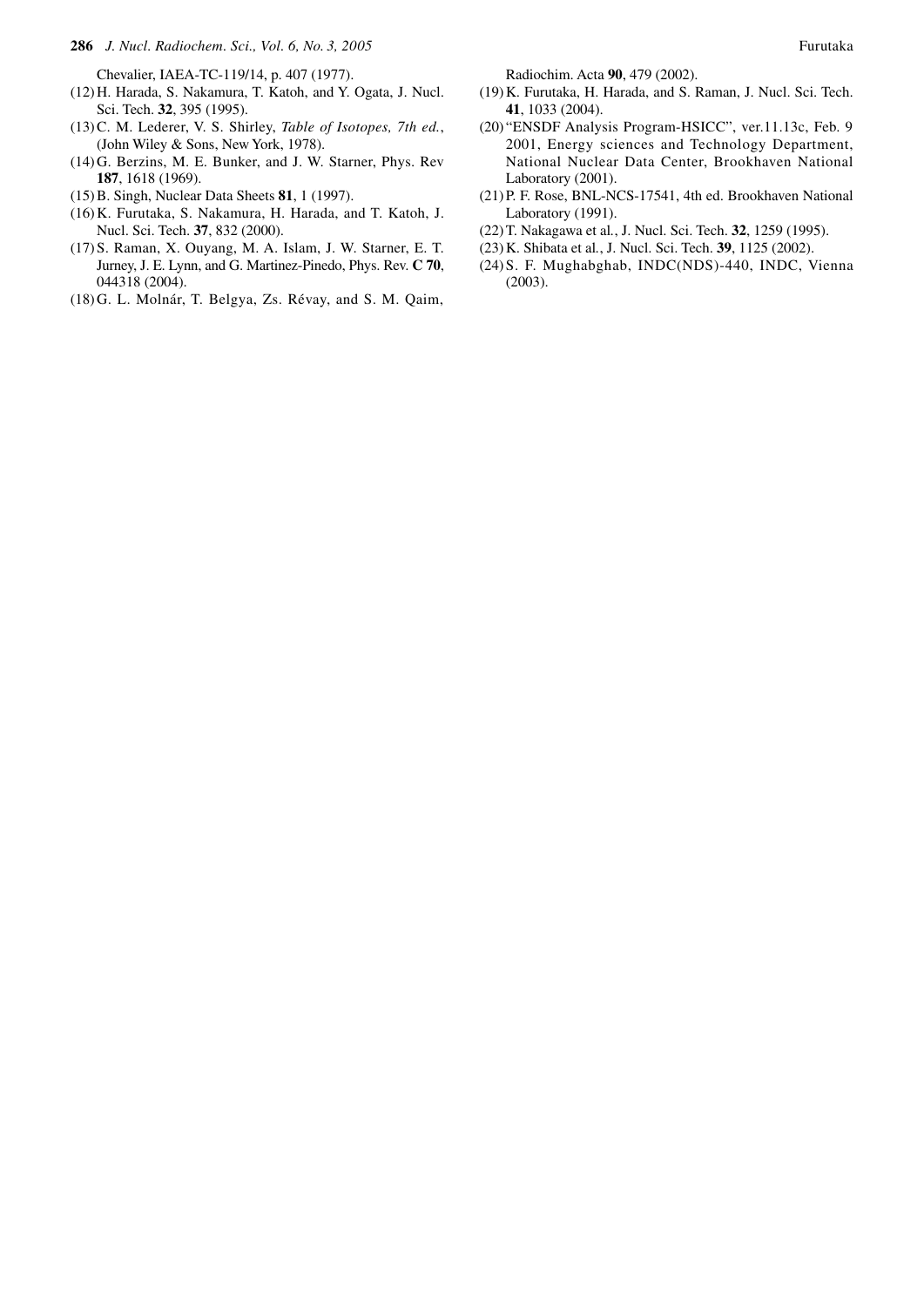Chevalier, IAEA-TC-119/14, p. 407 (1977).

(12) H. Harada, S. Nakamura, T. Katoh, and Y. Ogata, J. Nucl. Sci. Tech. **32**, 395 (1995).

(13) C. M. Lederer, V. S. Shirley, *Table of Isotopes, 7th ed.*, (John Wiley & Sons, New York, 1978).

(14) G. Berzins, M. E. Bunker, and J. W. Starner, Phys. Rev **187**, 1618 (1969).

(15) B. Singh, Nuclear Data Sheets **81**, 1 (1997).

(16) K. Furutaka, S. Nakamura, H. Harada, and T. Katoh, J. Nucl. Sci. Tech. **37**, 832 (2000).

(17) S. Raman, X. Ouyang, M. A. Islam, J. W. Starner, E. T. Jurney, J. E. Lynn, and G. Martinez-Pinedo, Phys. Rev. **C 70**, 044318 (2004).

(18) G. L. Molnár, T. Belgya, Zs. Révay, and S. M. Qaim, Radiochim. Acta **90**, 479 (2002).

(19) K. Furutaka, H. Harada, and S. Raman, J. Nucl. Sci. Tech. **41**, 1033 (2004).

(20) "ENSDF Analysis Program-HSICC", ver.11.13c, Feb. 9 2001, Energy sciences and Technology Department, National Nuclear Data Center, Brookhaven National Laboratory (2001).

(21) P. F. Rose, BNL-NCS-17541, 4th ed. Brookhaven National Laboratory (1991).

(22) T. Nakagawa et al., J. Nucl. Sci. Tech. **32**, 1259 (1995).

(23) K. Shibata et al., J. Nucl. Sci. Tech. **39**, 1125 (2002).

(24) S. F. Mughabghab, INDC(NDS)-440, INDC, Vienna (2003).